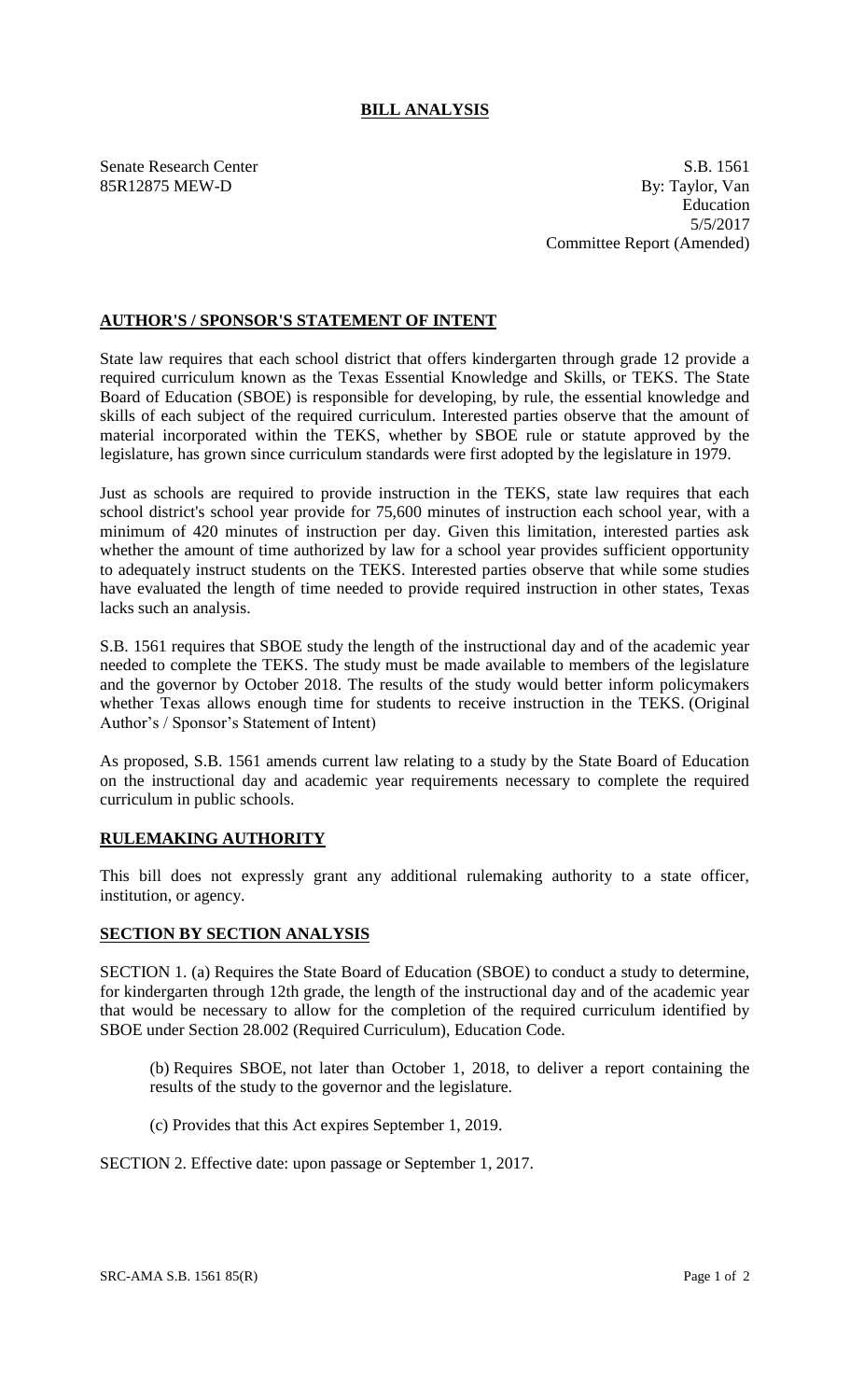# BILL ANALYSIS

Senate Research Center
85R12875 MEW-D

S.B. 1561
By: Taylor, Van
Education
5/5/2017
Committee Report (Amended)

## AUTHOR'S / SPONSOR'S STATEMENT OF INTENT

State law requires that each school district that offers kindergarten through grade 12 provide a required curriculum known as the Texas Essential Knowledge and Skills, or TEKS. The State Board of Education (SBOE) is responsible for developing, by rule, the essential knowledge and skills of each subject of the required curriculum. Interested parties observe that the amount of material incorporated within the TEKS, whether by SBOE rule or statute approved by the legislature, has grown since curriculum standards were first adopted by the legislature in 1979.

Just as schools are required to provide instruction in the TEKS, state law requires that each school district's school year provide for 75,600 minutes of instruction each school year, with a minimum of 420 minutes of instruction per day. Given this limitation, interested parties ask whether the amount of time authorized by law for a school year provides sufficient opportunity to adequately instruct students on the TEKS. Interested parties observe that while some studies have evaluated the length of time needed to provide required instruction in other states, Texas lacks such an analysis.

S.B. 1561 requires that SBOE study the length of the instructional day and of the academic year needed to complete the TEKS. The study must be made available to members of the legislature and the governor by October 2018. The results of the study would better inform policymakers whether Texas allows enough time for students to receive instruction in the TEKS. (Original Author's / Sponsor's Statement of Intent)

As proposed, S.B. 1561 amends current law relating to a study by the State Board of Education on the instructional day and academic year requirements necessary to complete the required curriculum in public schools.

## RULEMAKING AUTHORITY

This bill does not expressly grant any additional rulemaking authority to a state officer, institution, or agency.

## SECTION BY SECTION ANALYSIS

SECTION 1. (a) Requires the State Board of Education (SBOE) to conduct a study to determine, for kindergarten through 12th grade, the length of the instructional day and of the academic year that would be necessary to allow for the completion of the required curriculum identified by SBOE under Section 28.002 (Required Curriculum), Education Code.

(b) Requires SBOE, not later than October 1, 2018, to deliver a report containing the results of the study to the governor and the legislature.

(c) Provides that this Act expires September 1, 2019.

SECTION 2. Effective date: upon passage or September 1, 2017.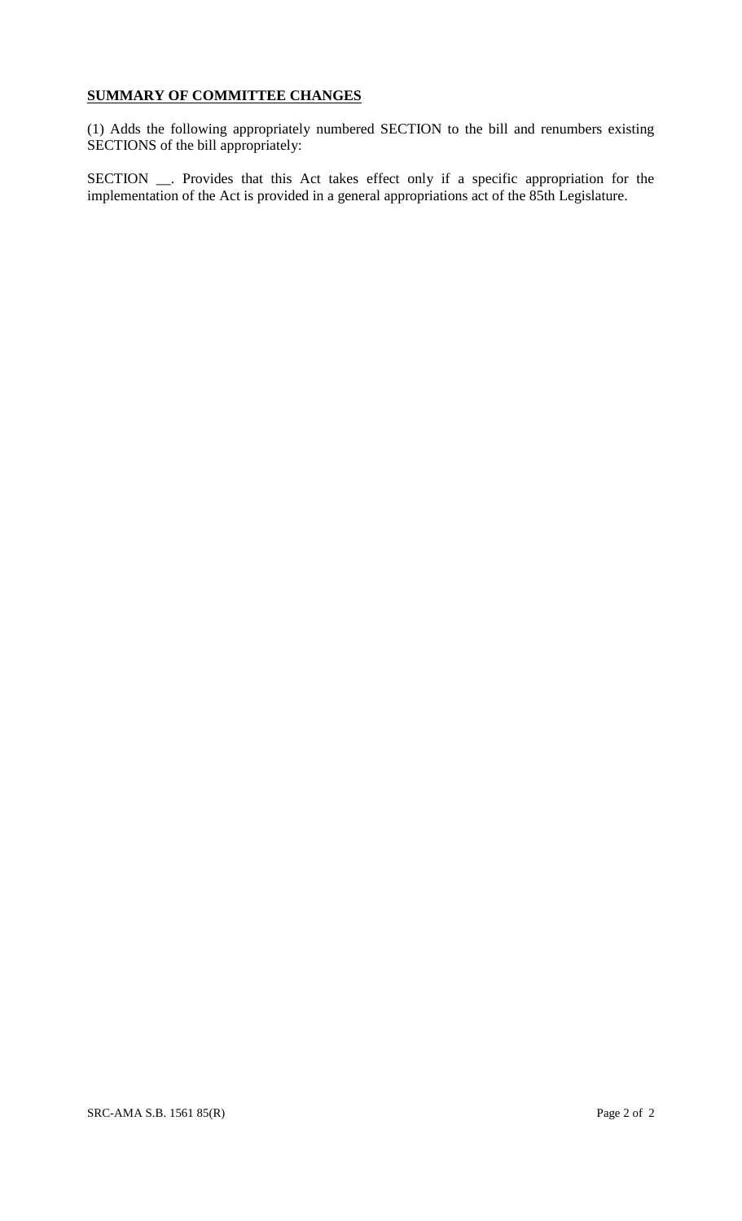## **SUMMARY OF COMMITTEE CHANGES**

(1) Adds the following appropriately numbered SECTION to the bill and renumbers existing SECTIONS of the bill appropriately:

SECTION __. Provides that this Act takes effect only if a specific appropriation for the implementation of the Act is provided in a general appropriations act of the 85th Legislature.